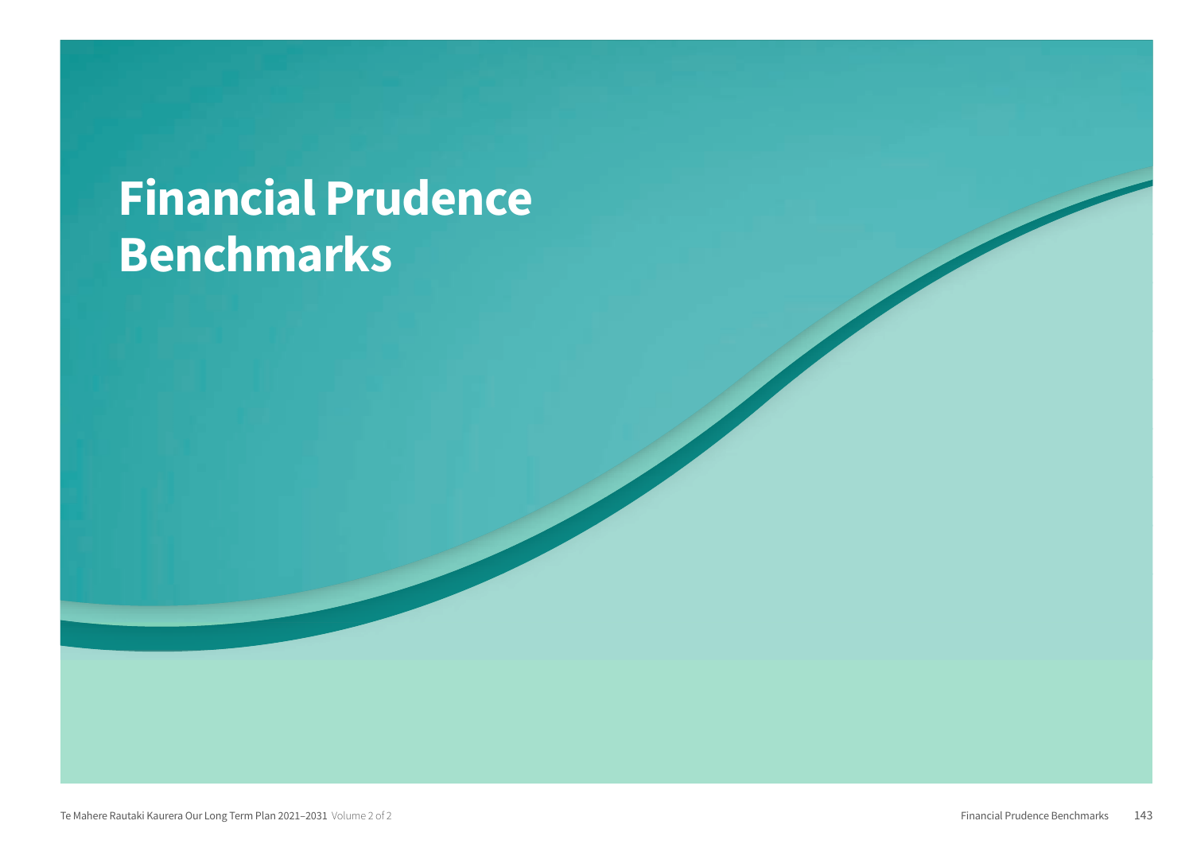# Financial Prudence Benchmarks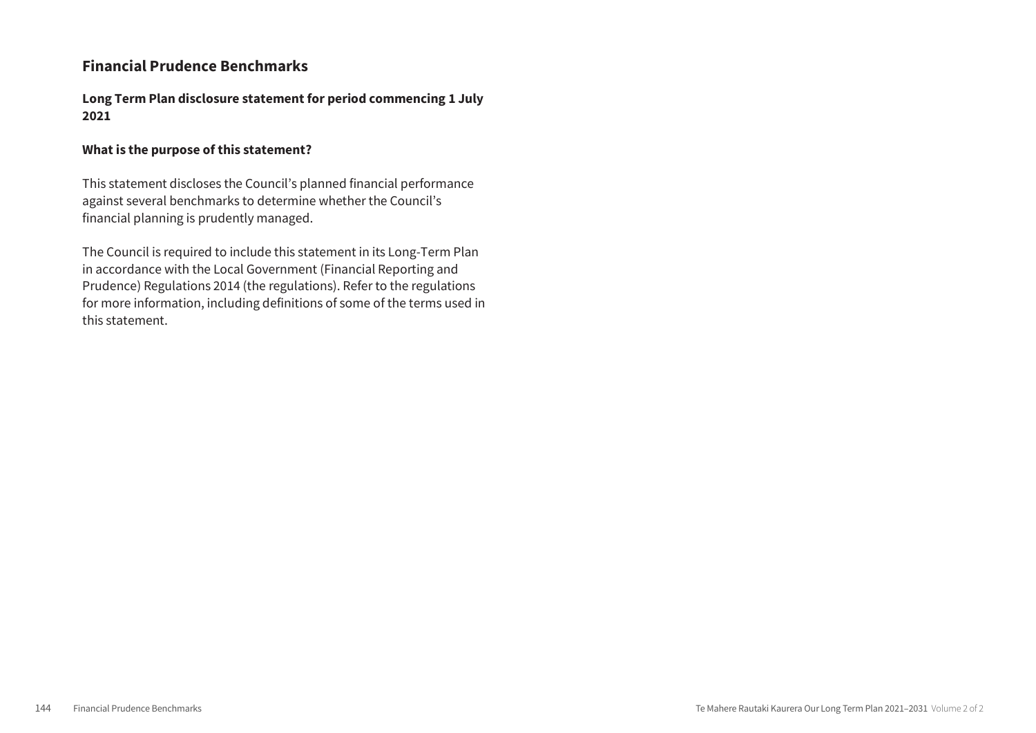## Financial Prudence Benchmarks

### Long Term Plan disclosure statement for period commencing 1 July 2021

### What is the purpose of this statement?

This statement discloses the Council's planned financial performance against several benchmarks to determine whether the Council's financial planning is prudently managed.

The Council is required to include this statement in its Long-Term Plan in accordance with the Local Government (Financial Reporting and Prudence) Regulations 2014 (the regulations). Refer to the regulations for more information, including definitions of some of the terms used in this statement.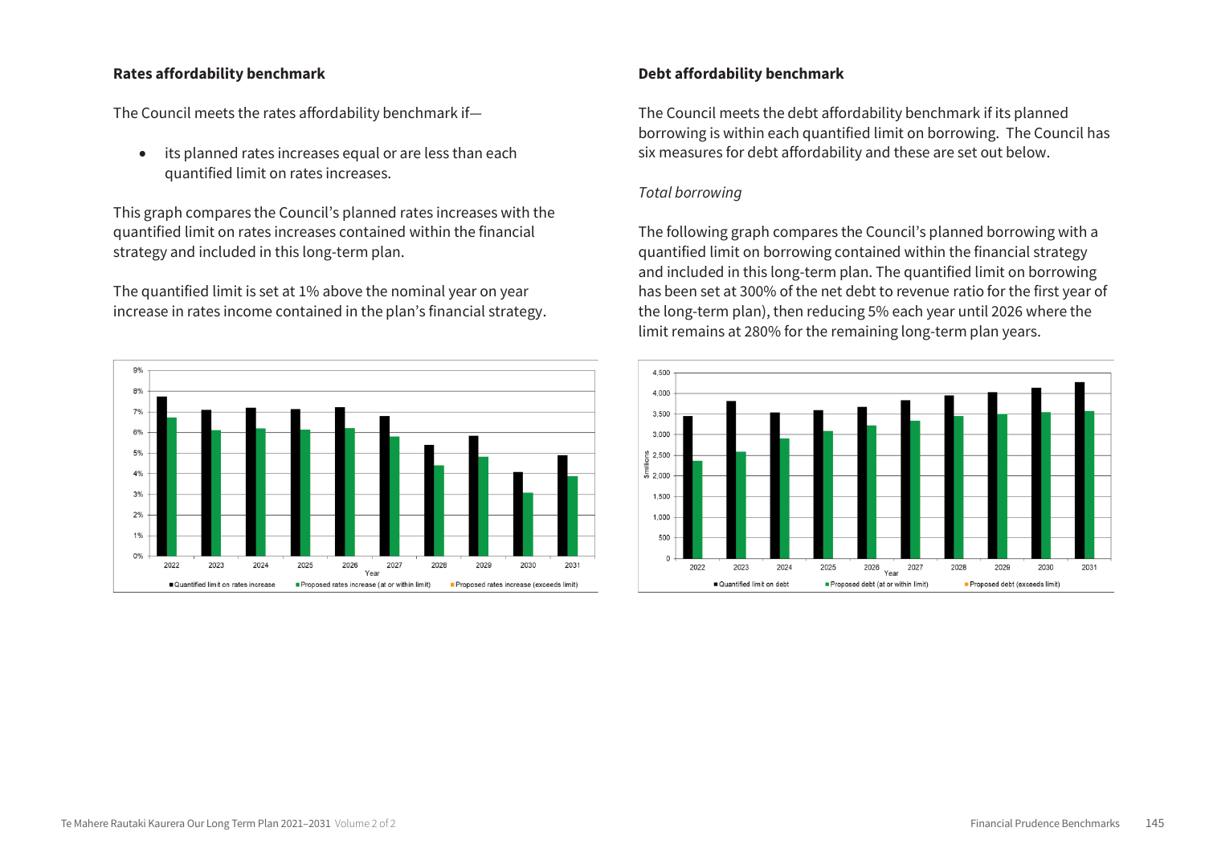**Rates affordability benchmark**

The Council meets the rates affordability benchmark if—

- its planned rates increases equal or are less than each quantified limit on rates increases.

This graph compares the Council's planned rates increases with the quantified limit on rates increases contained within the financial strategy and included in this long-term plan.

The quantified limit is set at 1% above the nominal year on year increase in rates income contained in the plan's financial strategy.

**Debt affordability benchmark**

The Council meets the debt affordability benchmark if its planned borrowing is within each quantified limit on borrowing. The Council has six measures for debt affordability and these are set out below.

*Total borrowing*

The following graph compares the Council's planned borrowing with a quantified limit on borrowing contained within the financial strategy and included in this long-term plan. The quantified limit on borrowing has been set at 300% of the net debt to revenue ratio for the first year of the long-term plan), then reducing 5% each year until 2026 where the limit remains at 280% for the remaining long-term plan years.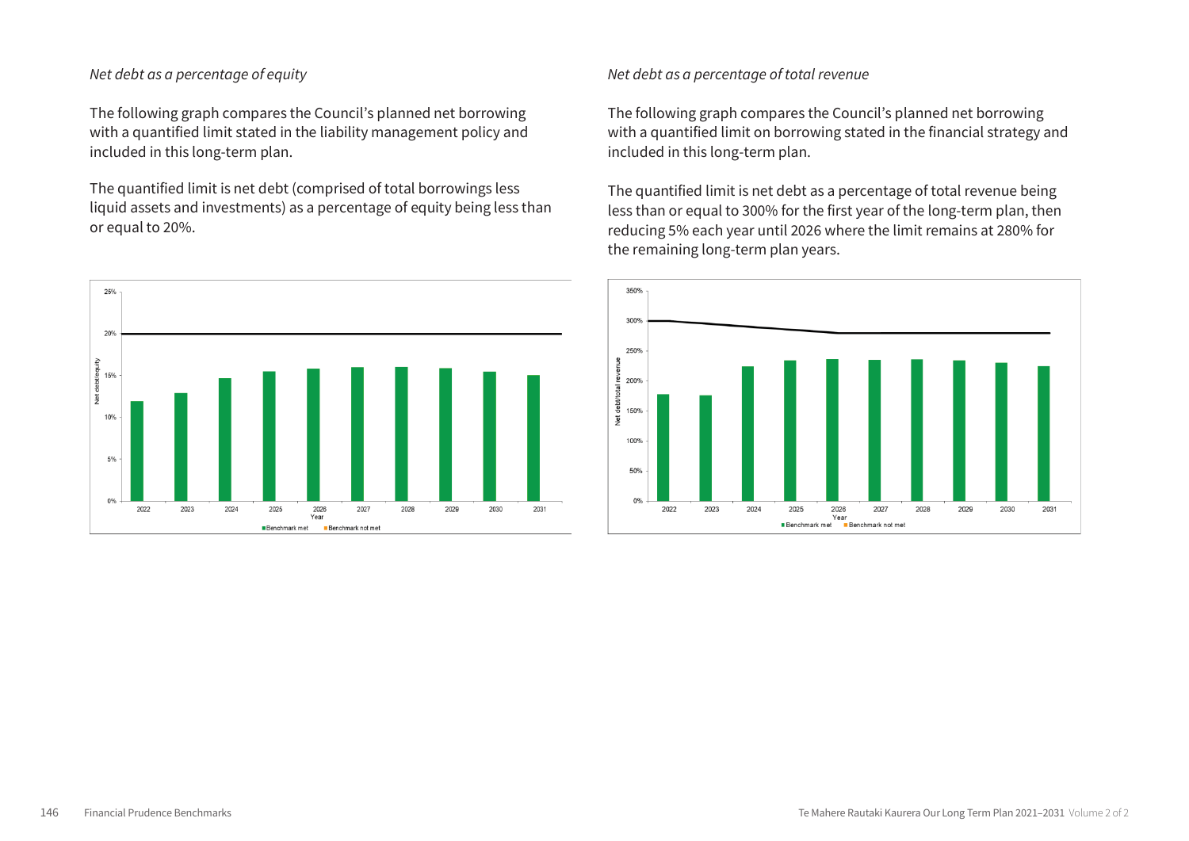*Net debt as a percentage of equity*

The following graph compares the Council's planned net borrowing with a quantified limit stated in the liability management policy and included in this long-term plan.

The quantified limit is net debt (comprised of total borrowings less liquid assets and investments) as a percentage of equity being less than or equal to 20%.

*Net debt as a percentage of total revenue*

The following graph compares the Council's planned net borrowing with a quantified limit on borrowing stated in the financial strategy and included in this long-term plan.

The quantified limit is net debt as a percentage of total revenue being less than or equal to 300% for the first year of the long-term plan, then reducing 5% each year until 2026 where the limit remains at 280% for the remaining long-term plan years.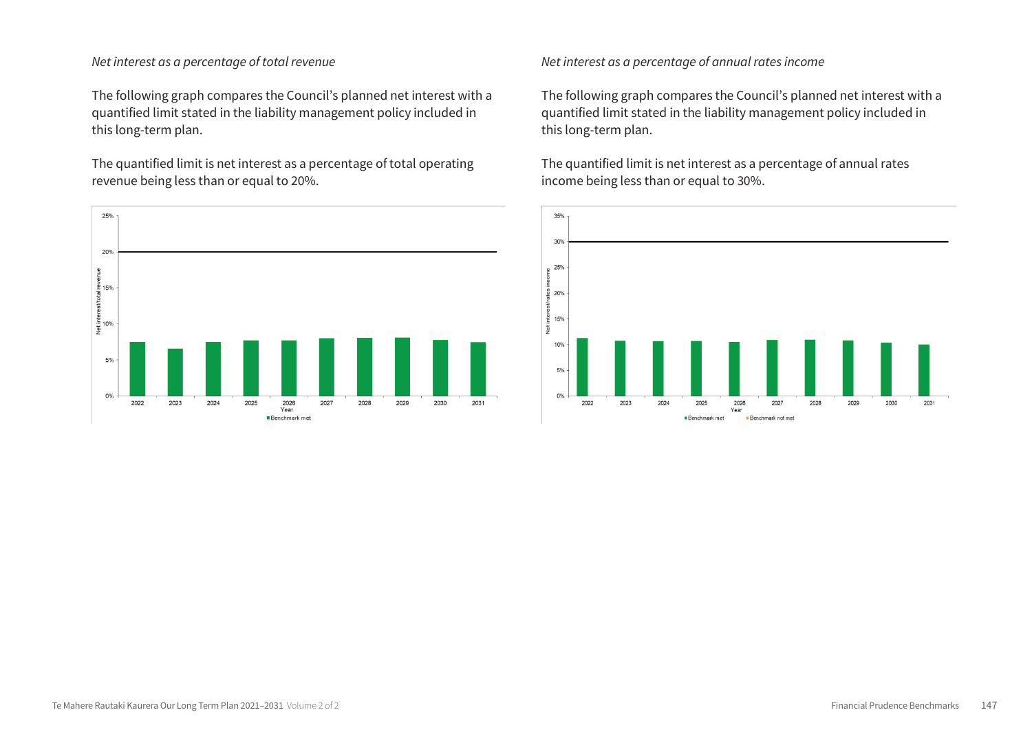*Net interest as a percentage of total revenue*

The following graph compares the Council's planned net interest with a quantified limit stated in the liability management policy included in this long-term plan.

The quantified limit is net interest as a percentage of total operating revenue being less than or equal to 20%.

*Net interest as a percentage of annual rates income*

The following graph compares the Council's planned net interest with a quantified limit stated in the liability management policy included in this long-term plan.

The quantified limit is net interest as a percentage of annual rates income being less than or equal to 30%.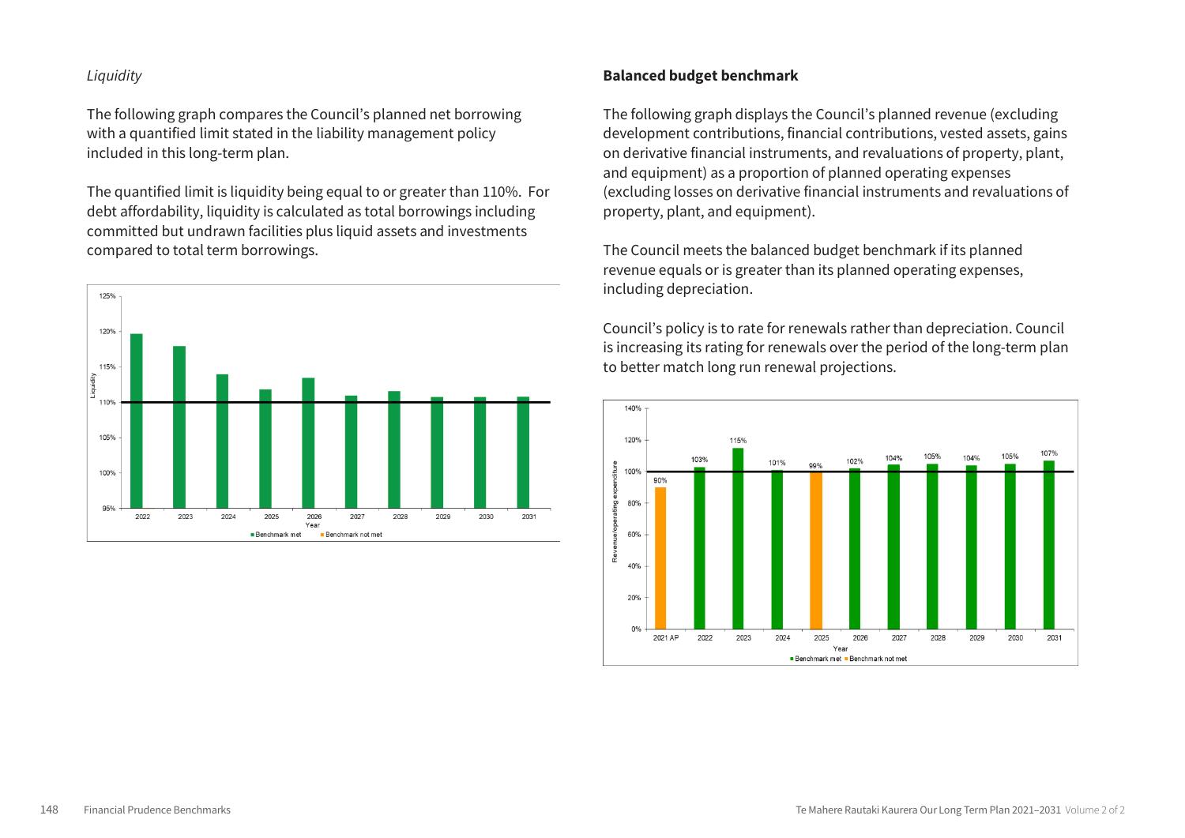*Liquidity*

The following graph compares the Council's planned net borrowing with a quantified limit stated in the liability management policy included in this long-term plan.

The quantified limit is liquidity being equal to or greater than 110%. For debt affordability, liquidity is calculated as total borrowings including committed but undrawn facilities plus liquid assets and investments compared to total term borrowings.

## Balanced budget benchmark

The following graph displays the Council's planned revenue (excluding development contributions, financial contributions, vested assets, gains on derivative financial instruments, and revaluations of property, plant, and equipment) as a proportion of planned operating expenses (excluding losses on derivative financial instruments and revaluations of property, plant, and equipment).

The Council meets the balanced budget benchmark if its planned revenue equals or is greater than its planned operating expenses, including depreciation.

Council's policy is to rate for renewals rather than depreciation. Council is increasing its rating for renewals over the period of the long-term plan to better match long run renewal projections.

| Year | Revenue/operating expenditure |
|---|---|
| 2021 AP | 90% |
| 2022 | 103% |
| 2023 | 115% |
| 2024 | 101% |
| 2025 | 99% |
| 2026 | 102% |
| 2027 | 104% |
| 2028 | 105% |
| 2029 | 104% |
| 2030 | 105% |
| 2031 | 107% |

■ Benchmark met ■ Benchmark not met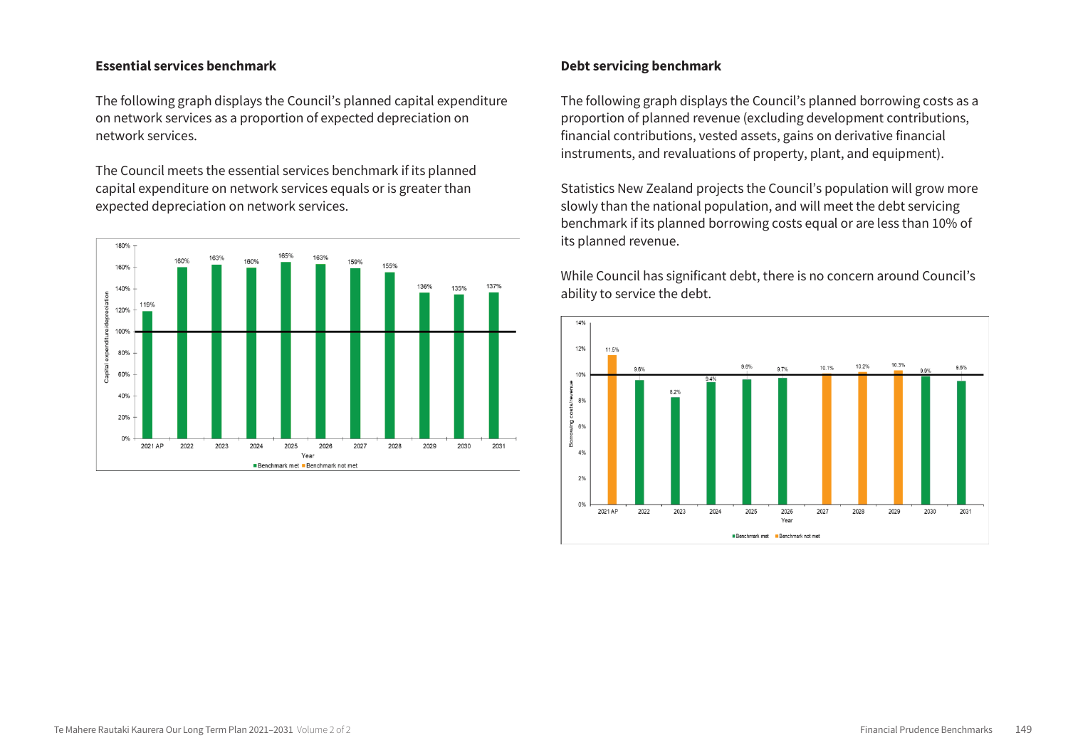### Essential services benchmark

The following graph displays the Council's planned capital expenditure on network services as a proportion of expected depreciation on network services.

The Council meets the essential services benchmark if its planned capital expenditure on network services equals or is greater than expected depreciation on network services.

180%
160%
140%
120%
100%
80%
60%
40%
20%
0%

Capital expenditure/depreciation

119%
160%
163%
160%
165%
163%
159%
155%
136%
135%
137%

2021 AP
2022
2023
2024
2025
2026
2027
2028
2029
2030
2031

Year

Benchmark met
Benchmark not met

### Debt servicing benchmark

The following graph displays the Council's planned borrowing costs as a proportion of planned revenue (excluding development contributions, financial contributions, vested assets, gains on derivative financial instruments, and revaluations of property, plant, and equipment).

Statistics New Zealand projects the Council's population will grow more slowly than the national population, and will meet the debt servicing benchmark if its planned borrowing costs equal or are less than 10% of its planned revenue.

While Council has significant debt, there is no concern around Council's ability to service the debt.

14%
12%
10%
8%
6%
4%
2%
0%

Borrowing costs/revenue

11.5%
9.6%
8.2%
9.4%
9.6%
9.7%
10.1%
10.2%
10.3%
9.9%
9.5%

2021 AP
2022
2023
2024
2025
2026
2027
2028
2029
2030
2031

Year

Benchmark met
Benchmark not met